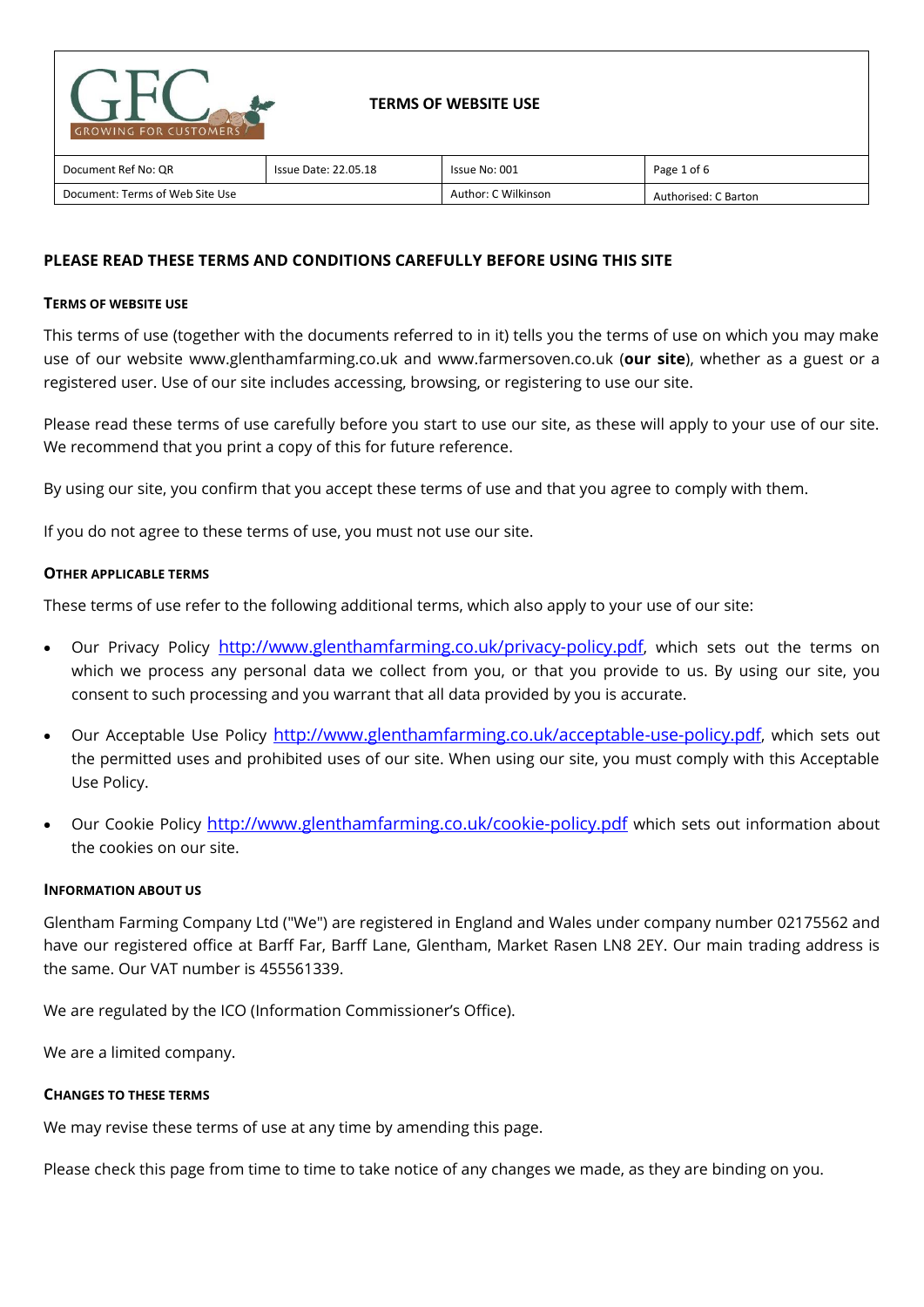**TERMS OF WEBSITE USE**

| Document Ref No: QR | Issue Date: 22.05.18 | Issue No: 001 | Page 1 of 6 |
|---|---|---|---|
| Document: Terms of Web Site Use | | Author: C Wilkinson | Authorised: C Barton |

## PLEASE READ THESE TERMS AND CONDITIONS CAREFULLY BEFORE USING THIS SITE

### TERMS OF WEBSITE USE

This terms of use (together with the documents referred to in it) tells you the terms of use on which you may make use of our website www.glenthamfarming.co.uk and www.farmersoven.co.uk (**our site**), whether as a guest or a registered user. Use of our site includes accessing, browsing, or registering to use our site.

Please read these terms of use carefully before you start to use our site, as these will apply to your use of our site. We recommend that you print a copy of this for future reference.

By using our site, you confirm that you accept these terms of use and that you agree to comply with them.

If you do not agree to these terms of use, you must not use our site.

### OTHER APPLICABLE TERMS

These terms of use refer to the following additional terms, which also apply to your use of our site:

- Our Privacy Policy http://www.glenthamfarming.co.uk/privacy-policy.pdf, which sets out the terms on which we process any personal data we collect from you, or that you provide to us. By using our site, you consent to such processing and you warrant that all data provided by you is accurate.
- Our Acceptable Use Policy http://www.glenthamfarming.co.uk/acceptable-use-policy.pdf, which sets out the permitted uses and prohibited uses of our site. When using our site, you must comply with this Acceptable Use Policy.
- Our Cookie Policy http://www.glenthamfarming.co.uk/cookie-policy.pdf which sets out information about the cookies on our site.

### INFORMATION ABOUT US

Glentham Farming Company Ltd ("We") are registered in England and Wales under company number 02175562 and have our registered office at Barff Far, Barff Lane, Glentham, Market Rasen LN8 2EY. Our main trading address is the same. Our VAT number is 455561339.

We are regulated by the ICO (Information Commissioner's Office).

We are a limited company.

### CHANGES TO THESE TERMS

We may revise these terms of use at any time by amending this page.

Please check this page from time to time to take notice of any changes we made, as they are binding on you.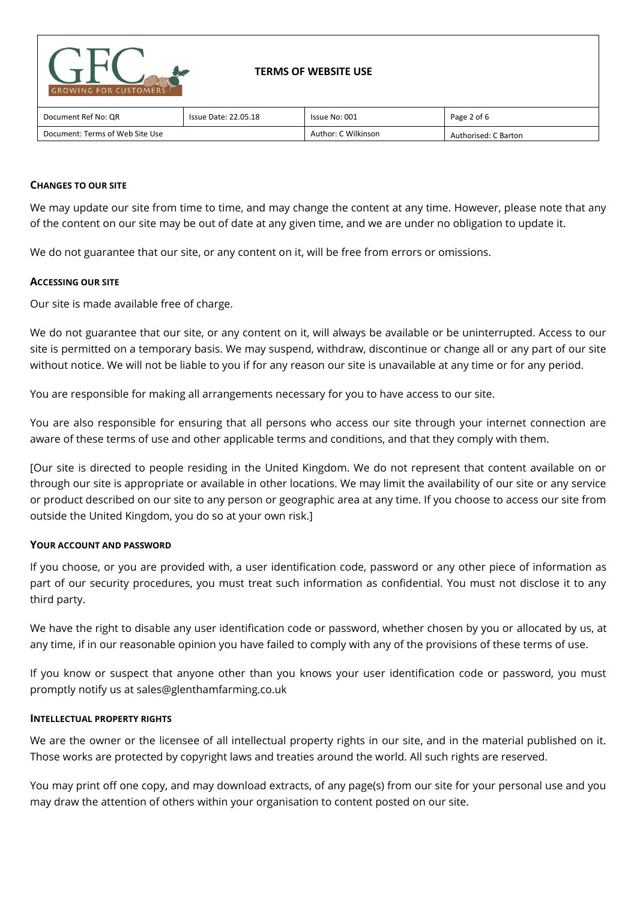## CHANGES TO OUR SITE

We may update our site from time to time, and may change the content at any time. However, please note that any of the content on our site may be out of date at any given time, and we are under no obligation to update it.

We do not guarantee that our site, or any content on it, will be free from errors or omissions.

## ACCESSING OUR SITE

Our site is made available free of charge.

We do not guarantee that our site, or any content on it, will always be available or be uninterrupted. Access to our site is permitted on a temporary basis. We may suspend, withdraw, discontinue or change all or any part of our site without notice. We will not be liable to you if for any reason our site is unavailable at any time or for any period.

You are responsible for making all arrangements necessary for you to have access to our site.

You are also responsible for ensuring that all persons who access our site through your internet connection are aware of these terms of use and other applicable terms and conditions, and that they comply with them.

[Our site is directed to people residing in the United Kingdom. We do not represent that content available on or through our site is appropriate or available in other locations. We may limit the availability of our site or any service or product described on our site to any person or geographic area at any time. If you choose to access our site from outside the United Kingdom, you do so at your own risk.]

## YOUR ACCOUNT AND PASSWORD

If you choose, or you are provided with, a user identification code, password or any other piece of information as part of our security procedures, you must treat such information as confidential. You must not disclose it to any third party.

We have the right to disable any user identification code or password, whether chosen by you or allocated by us, at any time, if in our reasonable opinion you have failed to comply with any of the provisions of these terms of use.

If you know or suspect that anyone other than you knows your user identification code or password, you must promptly notify us at sales@glenthamfarming.co.uk

## INTELLECTUAL PROPERTY RIGHTS

We are the owner or the licensee of all intellectual property rights in our site, and in the material published on it. Those works are protected by copyright laws and treaties around the world. All such rights are reserved.

You may print off one copy, and may download extracts, of any page(s) from our site for your personal use and you may draw the attention of others within your organisation to content posted on our site.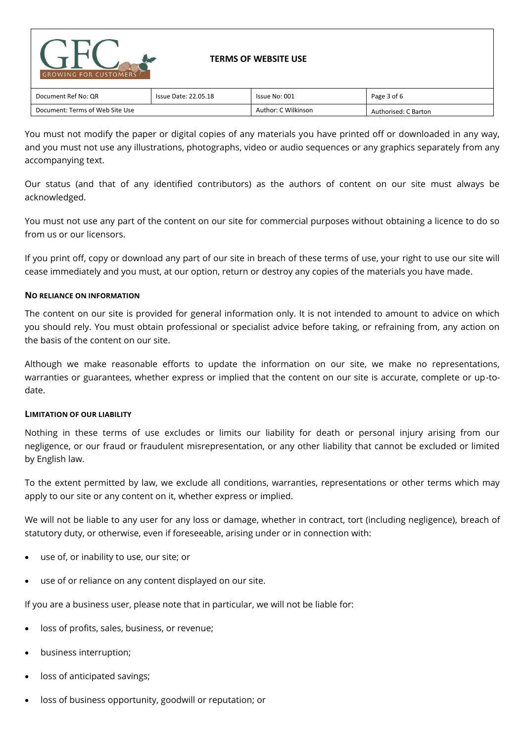You must not modify the paper or digital copies of any materials you have printed off or downloaded in any way, and you must not use any illustrations, photographs, video or audio sequences or any graphics separately from any accompanying text.

Our status (and that of any identified contributors) as the authors of content on our site must always be acknowledged.

You must not use any part of the content on our site for commercial purposes without obtaining a licence to do so from us or our licensors.

If you print off, copy or download any part of our site in breach of these terms of use, your right to use our site will cease immediately and you must, at our option, return or destroy any copies of the materials you have made.

#### NO RELIANCE ON INFORMATION

The content on our site is provided for general information only. It is not intended to amount to advice on which you should rely. You must obtain professional or specialist advice before taking, or refraining from, any action on the basis of the content on our site.

Although we make reasonable efforts to update the information on our site, we make no representations, warranties or guarantees, whether express or implied that the content on our site is accurate, complete or up-to-date.

#### LIMITATION OF OUR LIABILITY

Nothing in these terms of use excludes or limits our liability for death or personal injury arising from our negligence, or our fraud or fraudulent misrepresentation, or any other liability that cannot be excluded or limited by English law.

To the extent permitted by law, we exclude all conditions, warranties, representations or other terms which may apply to our site or any content on it, whether express or implied.

We will not be liable to any user for any loss or damage, whether in contract, tort (including negligence), breach of statutory duty, or otherwise, even if foreseeable, arising under or in connection with:

- use of, or inability to use, our site; or
- use of or reliance on any content displayed on our site.

If you are a business user, please note that in particular, we will not be liable for:

- loss of profits, sales, business, or revenue;
- business interruption;
- loss of anticipated savings;
- loss of business opportunity, goodwill or reputation; or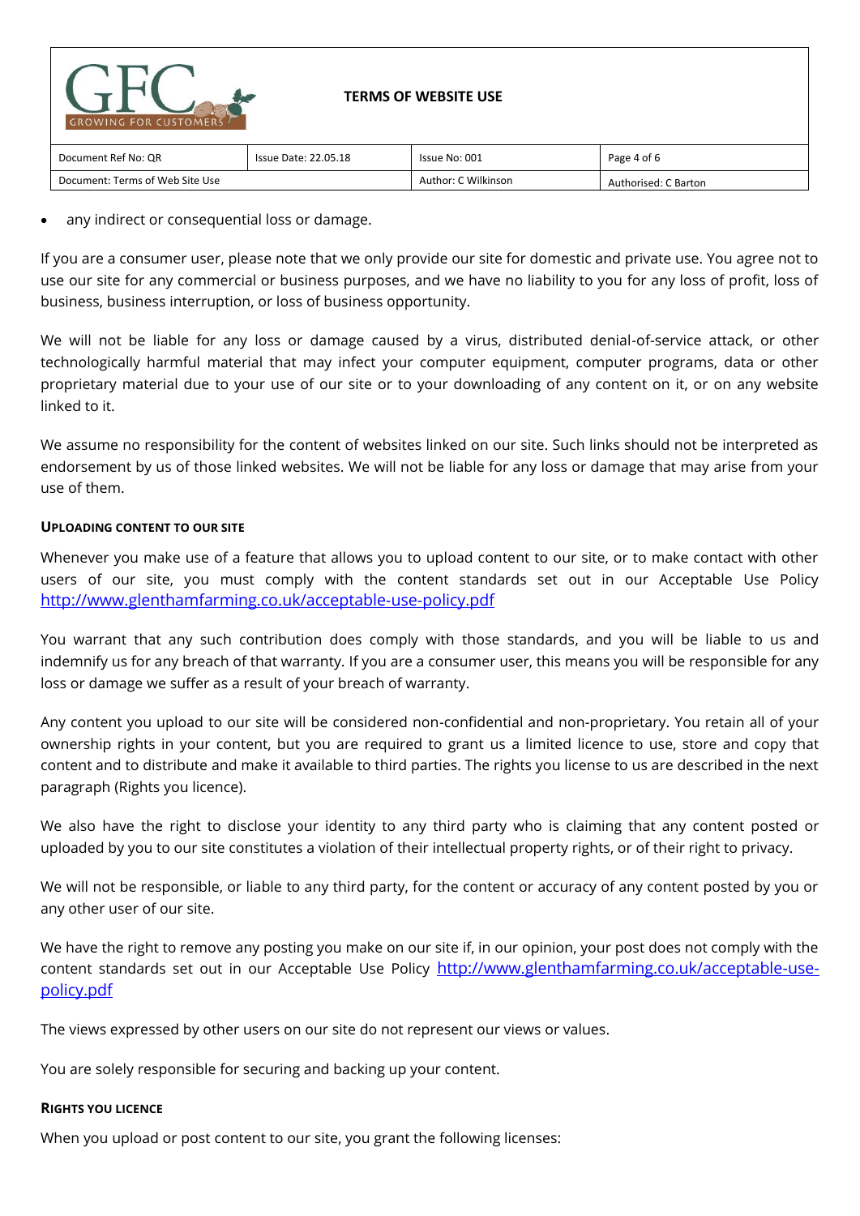- any indirect or consequential loss or damage.

If you are a consumer user, please note that we only provide our site for domestic and private use. You agree not to use our site for any commercial or business purposes, and we have no liability to you for any loss of profit, loss of business, business interruption, or loss of business opportunity.

We will not be liable for any loss or damage caused by a virus, distributed denial-of-service attack, or other technologically harmful material that may infect your computer equipment, computer programs, data or other proprietary material due to your use of our site or to your downloading of any content on it, or on any website linked to it.

We assume no responsibility for the content of websites linked on our site. Such links should not be interpreted as endorsement by us of those linked websites. We will not be liable for any loss or damage that may arise from your use of them.

#### UPLOADING CONTENT TO OUR SITE

Whenever you make use of a feature that allows you to upload content to our site, or to make contact with other users of our site, you must comply with the content standards set out in our Acceptable Use Policy http://www.glenthamfarming.co.uk/acceptable-use-policy.pdf

You warrant that any such contribution does comply with those standards, and you will be liable to us and indemnify us for any breach of that warranty. If you are a consumer user, this means you will be responsible for any loss or damage we suffer as a result of your breach of warranty.

Any content you upload to our site will be considered non-confidential and non-proprietary. You retain all of your ownership rights in your content, but you are required to grant us a limited licence to use, store and copy that content and to distribute and make it available to third parties. The rights you license to us are described in the next paragraph (Rights you licence).

We also have the right to disclose your identity to any third party who is claiming that any content posted or uploaded by you to our site constitutes a violation of their intellectual property rights, or of their right to privacy.

We will not be responsible, or liable to any third party, for the content or accuracy of any content posted by you or any other user of our site.

We have the right to remove any posting you make on our site if, in our opinion, your post does not comply with the content standards set out in our Acceptable Use Policy http://www.glenthamfarming.co.uk/acceptable-use-policy.pdf

The views expressed by other users on our site do not represent our views or values.

You are solely responsible for securing and backing up your content.

#### RIGHTS YOU LICENCE

When you upload or post content to our site, you grant the following licenses: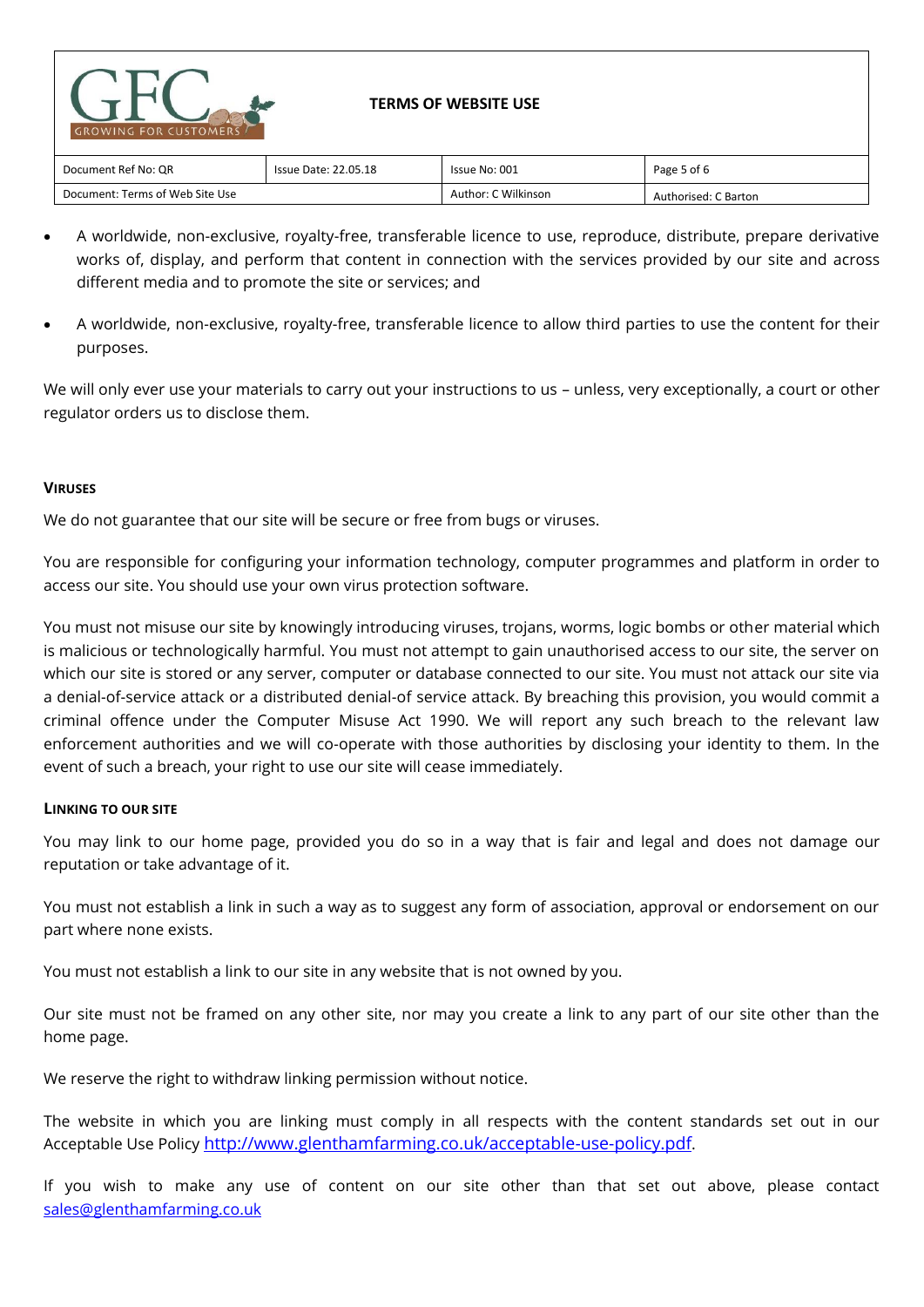- A worldwide, non-exclusive, royalty-free, transferable licence to use, reproduce, distribute, prepare derivative works of, display, and perform that content in connection with the services provided by our site and across different media and to promote the site or services; and

- A worldwide, non-exclusive, royalty-free, transferable licence to allow third parties to use the content for their purposes.

We will only ever use your materials to carry out your instructions to us – unless, very exceptionally, a court or other regulator orders us to disclose them.

#### VIRUSES

We do not guarantee that our site will be secure or free from bugs or viruses.

You are responsible for configuring your information technology, computer programmes and platform in order to access our site. You should use your own virus protection software.

You must not misuse our site by knowingly introducing viruses, trojans, worms, logic bombs or other material which is malicious or technologically harmful. You must not attempt to gain unauthorised access to our site, the server on which our site is stored or any server, computer or database connected to our site. You must not attack our site via a denial-of-service attack or a distributed denial-of service attack. By breaching this provision, you would commit a criminal offence under the Computer Misuse Act 1990. We will report any such breach to the relevant law enforcement authorities and we will co-operate with those authorities by disclosing your identity to them. In the event of such a breach, your right to use our site will cease immediately.

#### LINKING TO OUR SITE

You may link to our home page, provided you do so in a way that is fair and legal and does not damage our reputation or take advantage of it.

You must not establish a link in such a way as to suggest any form of association, approval or endorsement on our part where none exists.

You must not establish a link to our site in any website that is not owned by you.

Our site must not be framed on any other site, nor may you create a link to any part of our site other than the home page.

We reserve the right to withdraw linking permission without notice.

The website in which you are linking must comply in all respects with the content standards set out in our Acceptable Use Policy http://www.glenthamfarming.co.uk/acceptable-use-policy.pdf.

If you wish to make any use of content on our site other than that set out above, please contact sales@glenthamfarming.co.uk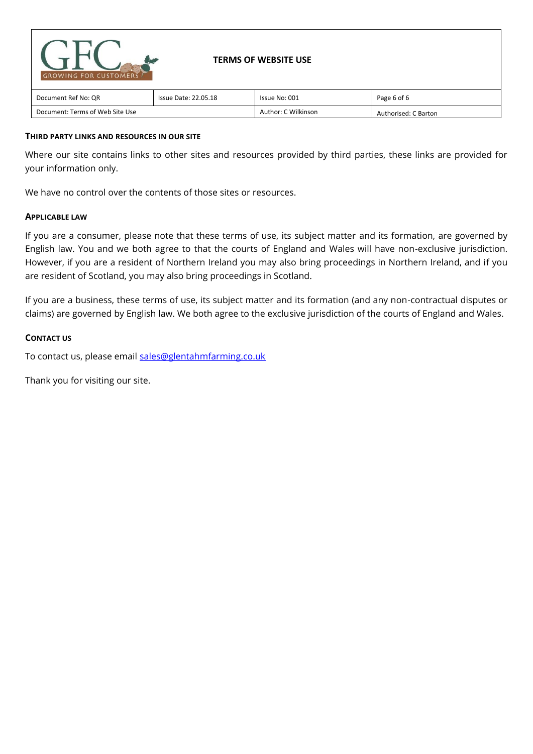## THIRD PARTY LINKS AND RESOURCES IN OUR SITE

Where our site contains links to other sites and resources provided by third parties, these links are provided for your information only.

We have no control over the contents of those sites or resources.

## APPLICABLE LAW

If you are a consumer, please note that these terms of use, its subject matter and its formation, are governed by English law. You and we both agree to that the courts of England and Wales will have non-exclusive jurisdiction. However, if you are a resident of Northern Ireland you may also bring proceedings in Northern Ireland, and if you are resident of Scotland, you may also bring proceedings in Scotland.

If you are a business, these terms of use, its subject matter and its formation (and any non-contractual disputes or claims) are governed by English law. We both agree to the exclusive jurisdiction of the courts of England and Wales.

## CONTACT US

To contact us, please email sales@glentahmfarming.co.uk

Thank you for visiting our site.